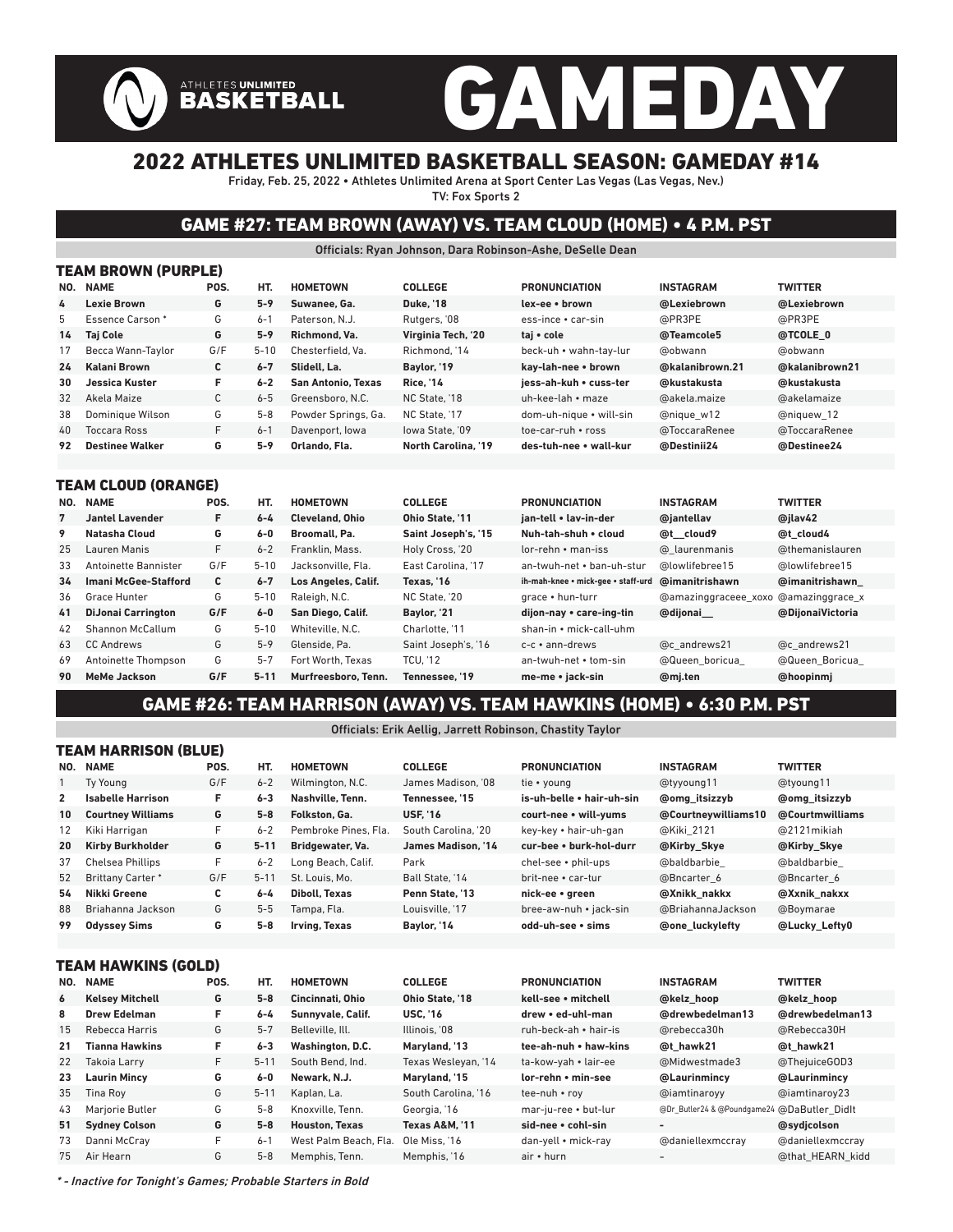# GAMEDAY

ATHLETES UNLIMITED BASKETBALL

## 2022 ATHLETES UNLIMITED BASKETBALL SEASON: GAMEDAY #14

Friday, Feb. 25, 2022 • Athletes Unlimited Arena at Sport Center Las Vegas (Las Vegas, Nev.)

TV: Fox Sports 2

## GAME #27: TEAM BROWN (AWAY) VS. TEAM CLOUD (HOME) • 4 P.M. PST

Officials: Ryan Johnson, Dara Robinson-Ashe, DeSelle Dean

### TEAM BROWN (PURPLE)

| NO. | NAME | POS. | HT. | HOMETOWN | COLLEGE | PRONUNCIATION | INSTAGRAM | TWITTER |
|---|---|---|---|---|---|---|---|---|
| **4** | **Lexie Brown** | **G** | **5-9** | **Suwanee, Ga.** | **Duke, '18** | **lex-ee • brown** | **@Lexiebrown** | **@Lexiebrown** |
| 5 | Essence Carson * | G | 6-1 | Paterson, N.J. | Rutgers, '08 | ess-ince • car-sin | @PR3PE | @PR3PE |
| **14** | **Taj Cole** | **G** | **5-9** | **Richmond, Va.** | **Virginia Tech, '20** | **taj • cole** | **@Teamcole5** | **@TCOLE_0** |
| 17 | Becca Wann-Taylor | G/F | 5-10 | Chesterfield, Va. | Richmond, '14 | beck-uh • wahn-tay-lur | @obwann | @obwann |
| **24** | **Kalani Brown** | **C** | **6-7** | **Slidell, La.** | **Baylor, '19** | **kay-lah-nee • brown** | **@kalanibrown.21** | **@kalanibrown21** |
| **30** | **Jessica Kuster** | **F** | **6-2** | **San Antonio, Texas** | **Rice, '14** | **jess-ah-kuh • cuss-ter** | **@kustakusta** | **@kustakusta** |
| 32 | Akela Maize | C | 6-5 | Greensboro, N.C. | NC State, '18 | uh-kee-lah • maze | @akela.maize | @akelamaize |
| 38 | Dominique Wilson | G | 5-8 | Powder Springs, Ga. | NC State, '17 | dom-uh-nique • will-sin | @nique_w12 | @niquew_12 |
| 40 | Toccara Ross | F | 6-1 | Davenport, Iowa | Iowa State, '09 | toe-car-ruh • ross | @ToccaraRenee | @ToccaraRenee |
| **92** | **Destinee Walker** | **G** | **5-9** | **Orlando, Fla.** | **North Carolina, '19** | **des-tuh-nee • wall-kur** | **@Destinii24** | **@Destinee24** |

### TEAM CLOUD (ORANGE)

| NO. | NAME | POS. | HT. | HOMETOWN | COLLEGE | PRONUNCIATION | INSTAGRAM | TWITTER |
|---|---|---|---|---|---|---|---|---|
| **7** | **Jantel Lavender** | **F** | **6-4** | **Cleveland, Ohio** | **Ohio State, '11** | **jan-tell • lav-in-der** | **@jantellav** | **@jlav42** |
| **9** | **Natasha Cloud** | **G** | **6-0** | **Broomall, Pa.** | **Saint Joseph's, '15** | **Nuh-tah-shuh • cloud** | **@t__cloud9** | **@t_cloud4** |
| 25 | Lauren Manis | F | 6-2 | Franklin, Mass. | Holy Cross, '20 | lor-rehn • man-iss | @_laurenmanis | @themanislauren |
| 33 | Antoinette Bannister | G/F | 5-10 | Jacksonville, Fla. | East Carolina, '17 | an-twuh-net • ban-uh-stur | @lowlifebree15 | @lowlifebree15 |
| **34** | **Imani McGee-Stafford** | **C** | **6-7** | **Los Angeles, Calif.** | **Texas, '16** | **ih-mah-knee • mick-gee • staff-urd** | **@imanitrishawn** | **@imanitrishawn_** |
| 36 | Grace Hunter | G | 5-10 | Raleigh, N.C. | NC State, '20 | grace • hun-turr | @amazinggraceee_xoxo | @amazinggrace_x |
| **41** | **DiJonai Carrington** | **G/F** | **6-0** | **San Diego, Calif.** | **Baylor, '21** | **dijon-nay • care-ing-tin** | **@dijonai__** | **@DijonaiVictoria** |
| 42 | Shannon McCallum | G | 5-10 | Whiteville, N.C. | Charlotte, '11 | shan-in • mick-call-uhm | | |
| 63 | CC Andrews | G | 5-9 | Glenside, Pa. | Saint Joseph's, '16 | c-c • ann-drews | @c_andrews21 | @c_andrews21 |
| 69 | Antoinette Thompson | G | 5-7 | Fort Worth, Texas | TCU, '12 | an-twuh-net • tom-sin | @Queen_boricua_ | @Queen_Boricua_ |
| **90** | **MeMe Jackson** | **G/F** | **5-11** | **Murfreesboro, Tenn.** | **Tennessee, '19** | **me-me • jack-sin** | **@mj.ten** | **@hoopinmj** |

## GAME #26: TEAM HARRISON (AWAY) VS. TEAM HAWKINS (HOME) • 6:30 P.M. PST

Officials: Erik Aellig, Jarrett Robinson, Chastity Taylor

### TEAM HARRISON (BLUE)

| NO. | NAME | POS. | HT. | HOMETOWN | COLLEGE | PRONUNCIATION | INSTAGRAM | TWITTER |
|---|---|---|---|---|---|---|---|---|
| 1 | Ty Young | G/F | 6-2 | Wilmington, N.C. | James Madison, '08 | tie • young | @tyyoung11 | @tyoung11 |
| **2** | **Isabelle Harrison** | **F** | **6-3** | **Nashville, Tenn.** | **Tennessee, '15** | **is-uh-belle • hair-uh-sin** | **@omg_itsizzyb** | **@omg_itsizzyb** |
| **10** | **Courtney Williams** | **G** | **5-8** | **Folkston, Ga.** | **USF, '16** | **court-nee • will-yums** | **@Courtneywilliams10** | **@Courtmwilliams** |
| 12 | Kiki Harrigan | F | 6-2 | Pembroke Pines, Fla. | South Carolina, '20 | key-key • hair-uh-gan | @Kiki_2121 | @2121mikiah |
| **20** | **Kirby Burkholder** | **G** | **5-11** | **Bridgewater, Va.** | **James Madison, '14** | **cur-bee • burk-hol-durr** | **@Kirby_Skye** | **@Kirby_Skye** |
| 37 | Chelsea Phillips | F | 6-2 | Long Beach, Calif. | Park | chel-see • phil-ups | @baldbarbie_ | @baldbarbie_ |
| 52 | Brittany Carter * | G/F | 5-11 | St. Louis, Mo. | Ball State, '14 | brit-nee • car-tur | @Bncarter_6 | @Bncarter_6 |
| **54** | **Nikki Greene** | **C** | **6-4** | **Diboll, Texas** | **Penn State, '13** | **nick-ee • green** | **@Xnikk_nakkx** | **@Xxnik_nakxx** |
| 88 | Briahanna Jackson | G | 5-5 | Tampa, Fla. | Louisville, '17 | bree-aw-nuh • jack-sin | @BriahannaJackson | @Boymarae |
| **99** | **Odyssey Sims** | **G** | **5-8** | **Irving, Texas** | **Baylor, '14** | **odd-uh-see • sims** | **@one_luckylefty** | **@Lucky_Lefty0** |

### TEAM HAWKINS (GOLD)

| NO. | NAME | POS. | HT. | HOMETOWN | COLLEGE | PRONUNCIATION | INSTAGRAM | TWITTER |
|---|---|---|---|---|---|---|---|---|
| **6** | **Kelsey Mitchell** | **G** | **5-8** | **Cincinnati, Ohio** | **Ohio State, '18** | **kell-see • mitchell** | **@kelz_hoop** | **@kelz_hoop** |
| **8** | **Drew Edelman** | **F** | **6-4** | **Sunnyvale, Calif.** | **USC, '16** | **drew • ed-uhl-man** | **@drewbedelman13** | **@drewbedelman13** |
| 15 | Rebecca Harris | G | 5-7 | Belleville, Ill. | Illinois, '08 | ruh-beck-ah • hair-is | @rebecca30h | @Rebecca30H |
| **21** | **Tianna Hawkins** | **F** | **6-3** | **Washington, D.C.** | **Maryland, '13** | **tee-ah-nuh • haw-kins** | **@t_hawk21** | **@t_hawk21** |
| 22 | Takoia Larry | F | 5-11 | South Bend, Ind. | Texas Wesleyan, '14 | ta-kow-yah • lair-ee | @Midwestmade3 | @ThejuiceGOD3 |
| **23** | **Laurin Mincy** | **G** | **6-0** | **Newark, N.J.** | **Maryland, '15** | **lor-rehn • min-see** | **@Laurinmincy** | **@Laurinmincy** |
| 35 | Tina Roy | G | 5-11 | Kaplan, La. | South Carolina, '16 | tee-nuh • roy | @iamtinaroyy | @iamtinaroy23 |
| 43 | Marjorie Butler | G | 5-8 | Knoxville, Tenn. | Georgia, '16 | mar-ju-ree • but-lur | @Dr_Butler24 & @Poundgame24 | @DaButler_Didlt |
| **51** | **Sydney Colson** | **G** | **5-8** | **Houston, Texas** | **Texas A&M, '11** | **sid-nee • cohl-sin** | **-** | **@sydjcolson** |
| 73 | Danni McCray | F | 6-1 | West Palm Beach, Fla. | Ole Miss, '16 | dan-yell • mick-ray | @daniellexmccray | @daniellexmccray |
| 75 | Air Hearn | G | 5-8 | Memphis, Tenn. | Memphis, '16 | air • hurn | - | @that_HEARN_kidd |

*\* - Inactive for Tonight's Games; Probable Starters in Bold*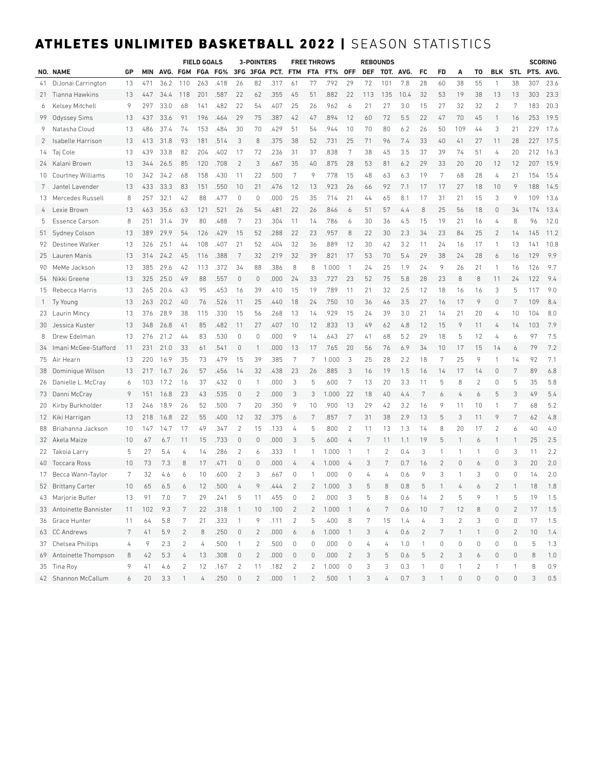# ATHLETES UNLIMITED BASKETBALL 2022 | SEASON STATISTICS

| | | | | | FIELD GOALS | | | 3-POINTERS | | | FREE THROWS | | | REBOUNDS | | | | | | | | | | SCORING | |
|---|---|---|---|---|---|---|---|---|---|---|---|---|---|---|---|---|---|---|---|---|---|---|---|---|---|
| NO. | NAME | GP | MIN | AVG. | FGM | FGA | FG% | 3FG | 3FGA | PCT. | FTM | FTA | FT% | OFF | DEF | TOT. | AVG. | FC | FD | A | TO | BLK | STL | PTS. | AVG. |
| 41 | DiJonai Carrington | 13 | 471 | 36.2 | 110 | 263 | .418 | 26 | 82 | .317 | 61 | 77 | .792 | 29 | 72 | 101 | 7.8 | 28 | 60 | 38 | 55 | 1 | 38 | 307 | 23.6 |
| 21 | Tianna Hawkins | 13 | 447 | 34.4 | 118 | 201 | .587 | 22 | 62 | .355 | 45 | 51 | .882 | 22 | 113 | 135 | 10.4 | 32 | 53 | 19 | 38 | 13 | 13 | 303 | 23.3 |
| 6 | Kelsey Mitchell | 9 | 297 | 33.0 | 68 | 141 | .482 | 22 | 54 | .407 | 25 | 26 | .962 | 6 | 21 | 27 | 3.0 | 15 | 27 | 32 | 32 | 2 | 7 | 183 | 20.3 |
| 99 | Odyssey Sims | 13 | 437 | 33.6 | 91 | 196 | .464 | 29 | 75 | .387 | 42 | 47 | .894 | 12 | 60 | 72 | 5.5 | 22 | 47 | 70 | 45 | 1 | 16 | 253 | 19.5 |
| 9 | Natasha Cloud | 13 | 486 | 37.4 | 74 | 153 | .484 | 30 | 70 | .429 | 51 | 54 | .944 | 10 | 70 | 80 | 6.2 | 26 | 50 | 109 | 44 | 3 | 21 | 229 | 17.6 |
| 2 | Isabelle Harrison | 13 | 413 | 31.8 | 93 | 181 | .514 | 3 | 8 | .375 | 38 | 52 | .731 | 25 | 71 | 96 | 7.4 | 33 | 40 | 41 | 27 | 11 | 28 | 227 | 17.5 |
| 14 | Taj Cole | 13 | 439 | 33.8 | 82 | 204 | .402 | 17 | 72 | .236 | 31 | 37 | .838 | 7 | 38 | 45 | 3.5 | 37 | 39 | 74 | 51 | 4 | 20 | 212 | 16.3 |
| 24 | Kalani Brown | 13 | 344 | 26.5 | 85 | 120 | .708 | 2 | 3 | .667 | 35 | 40 | .875 | 28 | 53 | 81 | 6.2 | 29 | 33 | 20 | 20 | 12 | 12 | 207 | 15.9 |
| 10 | Courtney Williams | 10 | 342 | 34.2 | 68 | 158 | .430 | 11 | 22 | .500 | 7 | 9 | .778 | 15 | 48 | 63 | 6.3 | 19 | 7 | 68 | 28 | 4 | 21 | 154 | 15.4 |
| 7 | Jantel Lavender | 13 | 433 | 33.3 | 83 | 151 | .550 | 10 | 21 | .476 | 12 | 13 | .923 | 26 | 66 | 92 | 7.1 | 17 | 17 | 27 | 18 | 10 | 9 | 188 | 14.5 |
| 13 | Mercedes Russell | 8 | 257 | 32.1 | 42 | 88 | .477 | 0 | 0 | .000 | 25 | 35 | .714 | 21 | 44 | 65 | 8.1 | 17 | 31 | 21 | 15 | 3 | 9 | 109 | 13.6 |
| 4 | Lexie Brown | 13 | 463 | 35.6 | 63 | 121 | .521 | 26 | 54 | .481 | 22 | 26 | .846 | 6 | 51 | 57 | 4.4 | 8 | 25 | 56 | 18 | 0 | 34 | 174 | 13.4 |
| 5 | Essence Carson | 8 | 251 | 31.4 | 39 | 80 | .488 | 7 | 23 | .304 | 11 | 14 | .786 | 6 | 30 | 36 | 4.5 | 15 | 19 | 21 | 16 | 4 | 8 | 96 | 12.0 |
| 51 | Sydney Colson | 13 | 389 | 29.9 | 54 | 126 | .429 | 15 | 52 | .288 | 22 | 23 | .957 | 8 | 22 | 30 | 2.3 | 34 | 23 | 84 | 25 | 2 | 14 | 145 | 11.2 |
| 92 | Destinee Walker | 13 | 326 | 25.1 | 44 | 108 | .407 | 21 | 52 | .404 | 32 | 36 | .889 | 12 | 30 | 42 | 3.2 | 11 | 24 | 16 | 17 | 1 | 13 | 141 | 10.8 |
| 25 | Lauren Manis | 13 | 314 | 24.2 | 45 | 116 | .388 | 7 | 32 | .219 | 32 | 39 | .821 | 17 | 53 | 70 | 5.4 | 29 | 38 | 24 | 28 | 6 | 16 | 129 | 9.9 |
| 90 | MeMe Jackson | 13 | 385 | 29.6 | 42 | 113 | .372 | 34 | 88 | .386 | 8 | 8 | 1.000 | 1 | 24 | 25 | 1.9 | 24 | 9 | 26 | 21 | 1 | 16 | 126 | 9.7 |
| 54 | Nikki Greene | 13 | 325 | 25.0 | 49 | 88 | .557 | 0 | 0 | .000 | 24 | 33 | .727 | 23 | 52 | 75 | 5.8 | 28 | 23 | 8 | 8 | 11 | 24 | 122 | 9.4 |
| 15 | Rebecca Harris | 13 | 265 | 20.4 | 43 | 95 | .453 | 16 | 39 | .410 | 15 | 19 | .789 | 11 | 21 | 32 | 2.5 | 12 | 18 | 16 | 16 | 3 | 5 | 117 | 9.0 |
| 1 | Ty Young | 13 | 263 | 20.2 | 40 | 76 | .526 | 11 | 25 | .440 | 18 | 24 | .750 | 10 | 36 | 46 | 3.5 | 27 | 16 | 17 | 9 | 0 | 7 | 109 | 8.4 |
| 23 | Laurin Mincy | 13 | 376 | 28.9 | 38 | 115 | .330 | 15 | 56 | .268 | 13 | 14 | .929 | 15 | 24 | 39 | 3.0 | 21 | 14 | 21 | 20 | 4 | 10 | 104 | 8.0 |
| 30 | Jessica Kuster | 13 | 348 | 26.8 | 41 | 85 | .482 | 11 | 27 | .407 | 10 | 12 | .833 | 13 | 49 | 62 | 4.8 | 12 | 15 | 9 | 11 | 4 | 14 | 103 | 7.9 |
| 8 | Drew Edelman | 13 | 276 | 21.2 | 44 | 83 | .530 | 0 | 0 | .000 | 9 | 14 | .643 | 27 | 41 | 68 | 5.2 | 29 | 18 | 5 | 12 | 4 | 6 | 97 | 7.5 |
| 34 | Imani McGee-Stafford | 11 | 231 | 21.0 | 33 | 61 | .541 | 0 | 1 | .000 | 13 | 17 | .765 | 20 | 56 | 76 | 6.9 | 34 | 10 | 17 | 15 | 14 | 6 | 79 | 7.2 |
| 75 | Air Hearn | 13 | 220 | 16.9 | 35 | 73 | .479 | 15 | 39 | .385 | 7 | 7 | 1.000 | 3 | 25 | 28 | 2.2 | 18 | 7 | 25 | 9 | 1 | 14 | 92 | 7.1 |
| 38 | Dominique Wilson | 13 | 217 | 16.7 | 26 | 57 | .456 | 14 | 32 | .438 | 23 | 26 | .885 | 3 | 16 | 19 | 1.5 | 16 | 14 | 17 | 14 | 0 | 7 | 89 | 6.8 |
| 26 | Danielle L. McCray | 6 | 103 | 17.2 | 16 | 37 | .432 | 0 | 1 | .000 | 3 | 5 | .600 | 7 | 13 | 20 | 3.3 | 11 | 5 | 8 | 2 | 0 | 5 | 35 | 5.8 |
| 73 | Danni McCray | 9 | 151 | 16.8 | 23 | 43 | .535 | 0 | 2 | .000 | 3 | 3 | 1.000 | 22 | 18 | 40 | 4.4 | 7 | 6 | 4 | 6 | 5 | 3 | 49 | 5.4 |
| 20 | Kirby Burkholder | 13 | 246 | 18.9 | 26 | 52 | .500 | 7 | 20 | .350 | 9 | 10 | .900 | 13 | 29 | 42 | 3.2 | 16 | 9 | 11 | 10 | 1 | 7 | 68 | 5.2 |
| 12 | Kiki Harrigan | 13 | 218 | 16.8 | 22 | 55 | .400 | 12 | 32 | .375 | 6 | 7 | .857 | 7 | 31 | 38 | 2.9 | 13 | 5 | 3 | 11 | 9 | 7 | 62 | 4.8 |
| 88 | Briahanna Jackson | 10 | 147 | 14.7 | 17 | 49 | .347 | 2 | 15 | .133 | 4 | 5 | .800 | 2 | 11 | 13 | 1.3 | 14 | 8 | 20 | 17 | 2 | 6 | 40 | 4.0 |
| 32 | Akela Maize | 10 | 67 | 6.7 | 11 | 15 | .733 | 0 | 0 | .000 | 3 | 5 | .600 | 4 | 7 | 11 | 1.1 | 19 | 5 | 1 | 6 | 1 | 1 | 25 | 2.5 |
| 22 | Takoia Larry | 5 | 27 | 5.4 | 4 | 14 | .286 | 2 | 6 | .333 | 1 | 1 | 1.000 | 1 | 1 | 2 | 0.4 | 3 | 1 | 1 | 1 | 0 | 3 | 11 | 2.2 |
| 40 | Toccara Ross | 10 | 73 | 7.3 | 8 | 17 | .471 | 0 | 0 | .000 | 4 | 4 | 1.000 | 4 | 3 | 7 | 0.7 | 16 | 2 | 0 | 6 | 0 | 3 | 20 | 2.0 |
| 17 | Becca Wann-Taylor | 7 | 32 | 4.6 | 6 | 10 | .600 | 2 | 3 | .667 | 0 | 1 | .000 | 0 | 4 | 4 | 0.6 | 9 | 3 | 1 | 3 | 0 | 0 | 14 | 2.0 |
| 52 | Brittany Carter | 10 | 65 | 6.5 | 6 | 12 | .500 | 4 | 9 | .444 | 2 | 2 | 1.000 | 3 | 5 | 8 | 0.8 | 5 | 1 | 4 | 6 | 2 | 1 | 18 | 1.8 |
| 43 | Marjorie Butler | 13 | 91 | 7.0 | 7 | 29 | .241 | 5 | 11 | .455 | 0 | 2 | .000 | 3 | 5 | 8 | 0.6 | 14 | 2 | 5 | 9 | 1 | 5 | 19 | 1.5 |
| 33 | Antoinette Bannister | 11 | 102 | 9.3 | 7 | 22 | .318 | 1 | 10 | .100 | 2 | 2 | 1.000 | 1 | 6 | 7 | 0.6 | 10 | 7 | 12 | 8 | 0 | 2 | 17 | 1.5 |
| 36 | Grace Hunter | 11 | 64 | 5.8 | 7 | 21 | .333 | 1 | 9 | .111 | 2 | 5 | .400 | 8 | 7 | 15 | 1.4 | 4 | 3 | 2 | 3 | 0 | 0 | 17 | 1.5 |
| 63 | CC Andrews | 7 | 41 | 5.9 | 2 | 8 | .250 | 0 | 2 | .000 | 6 | 6 | 1.000 | 1 | 3 | 4 | 0.6 | 2 | 7 | 1 | 1 | 0 | 2 | 10 | 1.4 |
| 37 | Chelsea Phillips | 4 | 9 | 2.3 | 2 | 4 | .500 | 1 | 2 | .500 | 0 | 0 | .000 | 0 | 4 | 4 | 1.0 | 1 | 0 | 0 | 0 | 0 | 0 | 5 | 1.3 |
| 69 | Antoinette Thompson | 8 | 42 | 5.3 | 4 | 13 | .308 | 0 | 2 | .000 | 0 | 0 | .000 | 2 | 3 | 5 | 0.6 | 5 | 2 | 3 | 6 | 0 | 0 | 8 | 1.0 |
| 35 | Tina Roy | 9 | 41 | 4.6 | 2 | 12 | .167 | 2 | 11 | .182 | 2 | 2 | 1.000 | 0 | 3 | 3 | 0.3 | 1 | 0 | 1 | 2 | 1 | 1 | 8 | 0.9 |
| 42 | Shannon McCallum | 6 | 20 | 3.3 | 1 | 4 | .250 | 0 | 2 | .000 | 1 | 2 | .500 | 1 | 3 | 4 | 0.7 | 3 | 1 | 0 | 0 | 0 | 0 | 3 | 0.5 |